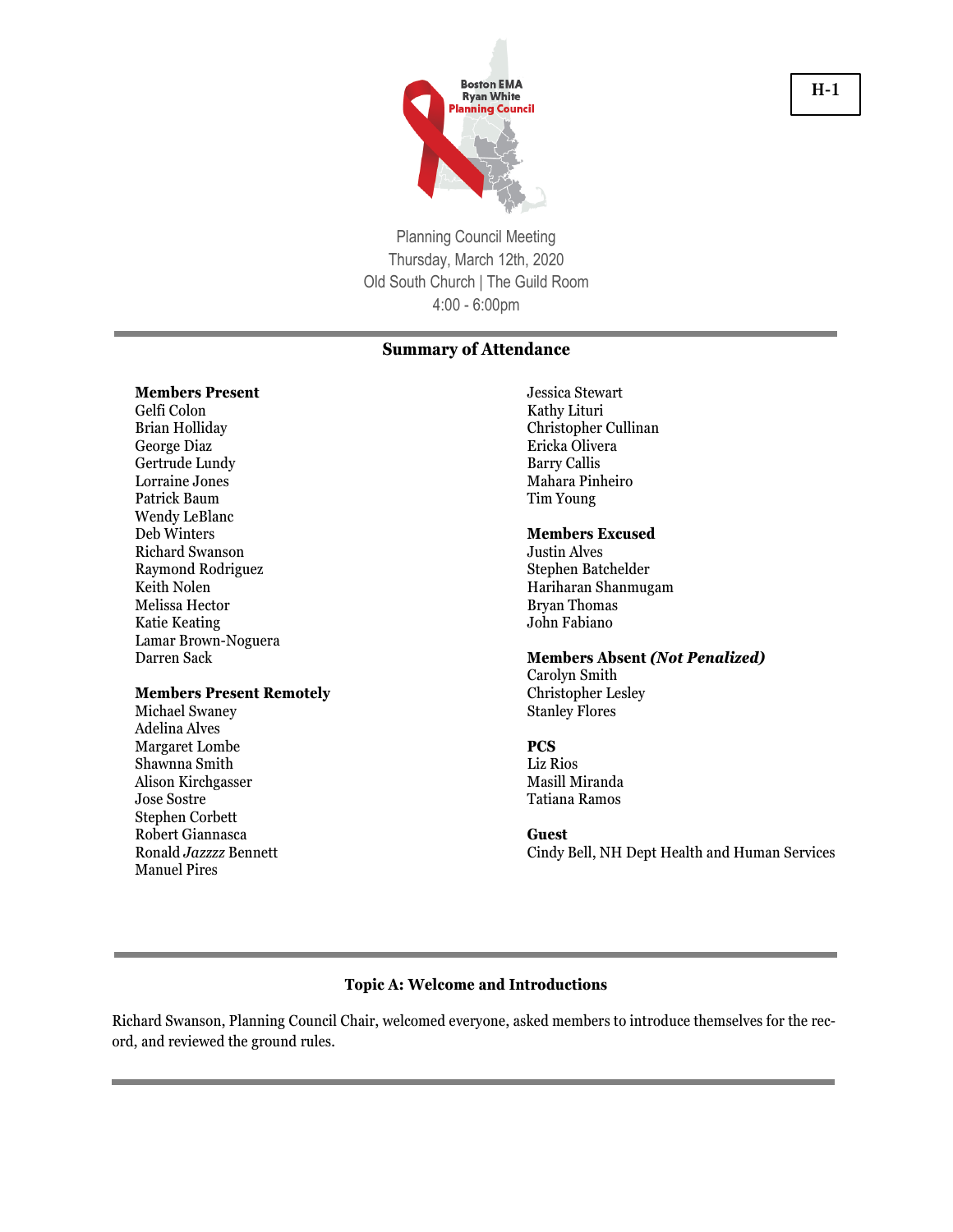Boston EMA Ryan White Planning Council

H-1

Planning Council Meeting
Thursday, March 12th, 2020
Old South Church | The Guild Room
4:00 - 6:00pm

## Summary of Attendance

**Members Present**
Gelfi Colon
Brian Holliday
George Diaz
Gertrude Lundy
Lorraine Jones
Patrick Baum
Wendy LeBlanc
Deb Winters
Richard Swanson
Raymond Rodriguez
Keith Nolen
Melissa Hector
Katie Keating
Lamar Brown-Noguera
Darren Sack
Jessica Stewart
Kathy Lituri
Christopher Cullinan
Ericka Olivera
Barry Callis
Mahara Pinheiro
Tim Young

**Members Present Remotely**
Michael Swaney
Adelina Alves
Margaret Lombe
Shawnna Smith
Alison Kirchgasser
Jose Sostre
Stephen Corbett
Robert Giannasca
Ronald *Jazzzz* Bennett
Manuel Pires

**Members Excused**
Justin Alves
Stephen Batchelder
Hariharan Shanmugam
Bryan Thomas
John Fabiano

**Members Absent *(Not Penalized)***
Carolyn Smith
Christopher Lesley
Stanley Flores

**PCS**
Liz Rios
Masill Miranda
Tatiana Ramos

**Guest**
Cindy Bell, NH Dept Health and Human Services

## Topic A: Welcome and Introductions

Richard Swanson, Planning Council Chair, welcomed everyone, asked members to introduce themselves for the record, and reviewed the ground rules.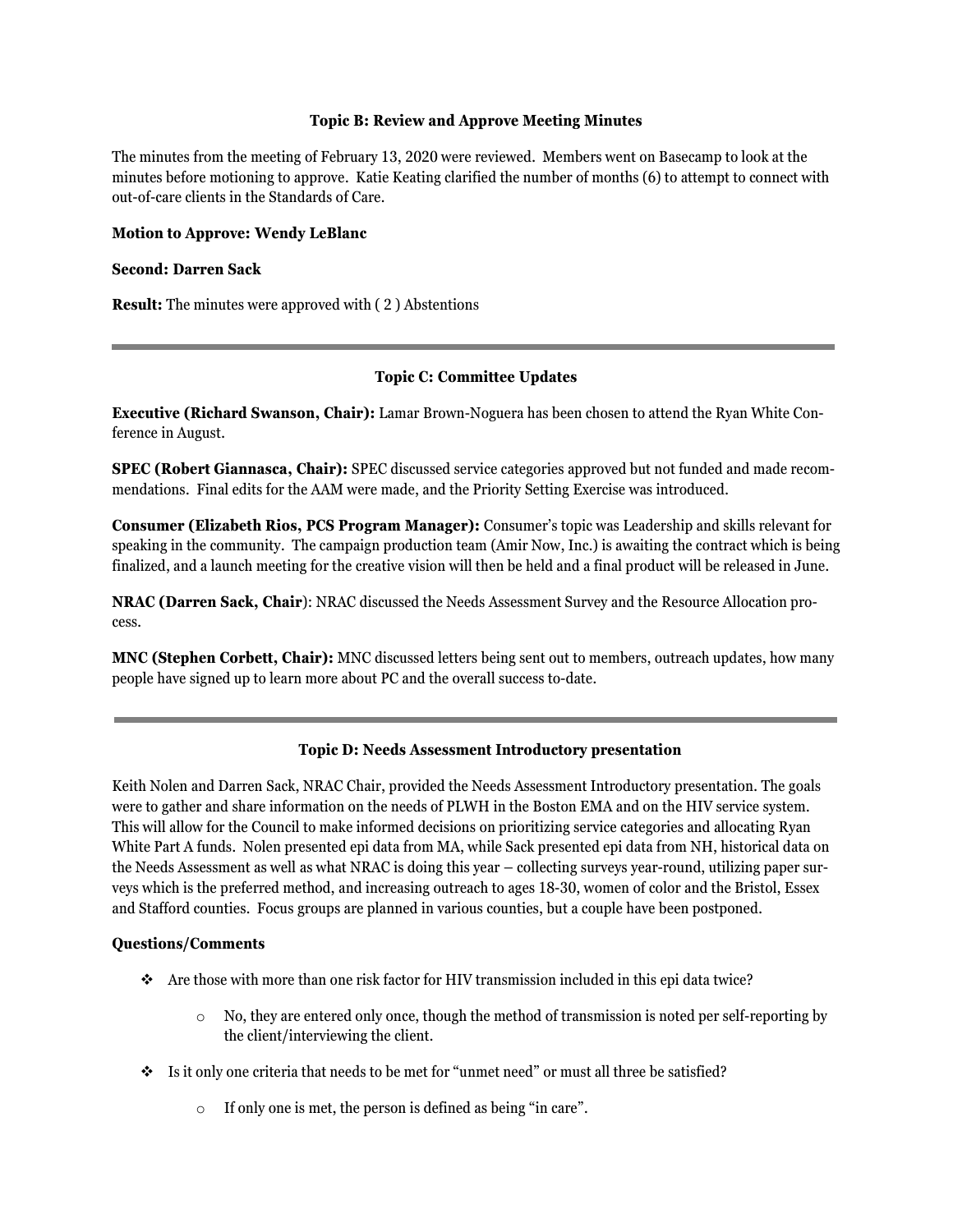### Topic B: Review and Approve Meeting Minutes

The minutes from the meeting of February 13, 2020 were reviewed. Members went on Basecamp to look at the minutes before motioning to approve. Katie Keating clarified the number of months (6) to attempt to connect with out-of-care clients in the Standards of Care.

**Motion to Approve: Wendy LeBlanc**

**Second: Darren Sack**

**Result:** The minutes were approved with ( 2 ) Abstentions

---

### Topic C: Committee Updates

**Executive (Richard Swanson, Chair):** Lamar Brown-Noguera has been chosen to attend the Ryan White Conference in August.

**SPEC (Robert Giannasca, Chair):** SPEC discussed service categories approved but not funded and made recommendations. Final edits for the AAM were made, and the Priority Setting Exercise was introduced.

**Consumer (Elizabeth Rios, PCS Program Manager):** Consumer's topic was Leadership and skills relevant for speaking in the community. The campaign production team (Amir Now, Inc.) is awaiting the contract which is being finalized, and a launch meeting for the creative vision will then be held and a final product will be released in June.

**NRAC (Darren Sack, Chair**): NRAC discussed the Needs Assessment Survey and the Resource Allocation process.

**MNC (Stephen Corbett, Chair):** MNC discussed letters being sent out to members, outreach updates, how many people have signed up to learn more about PC and the overall success to-date.

---

### Topic D: Needs Assessment Introductory presentation

Keith Nolen and Darren Sack, NRAC Chair, provided the Needs Assessment Introductory presentation. The goals were to gather and share information on the needs of PLWH in the Boston EMA and on the HIV service system. This will allow for the Council to make informed decisions on prioritizing service categories and allocating Ryan White Part A funds. Nolen presented epi data from MA, while Sack presented epi data from NH, historical data on the Needs Assessment as well as what NRAC is doing this year – collecting surveys year-round, utilizing paper surveys which is the preferred method, and increasing outreach to ages 18-30, women of color and the Bristol, Essex and Stafford counties. Focus groups are planned in various counties, but a couple have been postponed.

**Questions/Comments**

- Are those with more than one risk factor for HIV transmission included in this epi data twice?
  - No, they are entered only once, though the method of transmission is noted per self-reporting by the client/interviewing the client.
- Is it only one criteria that needs to be met for "unmet need" or must all three be satisfied?
  - If only one is met, the person is defined as being "in care".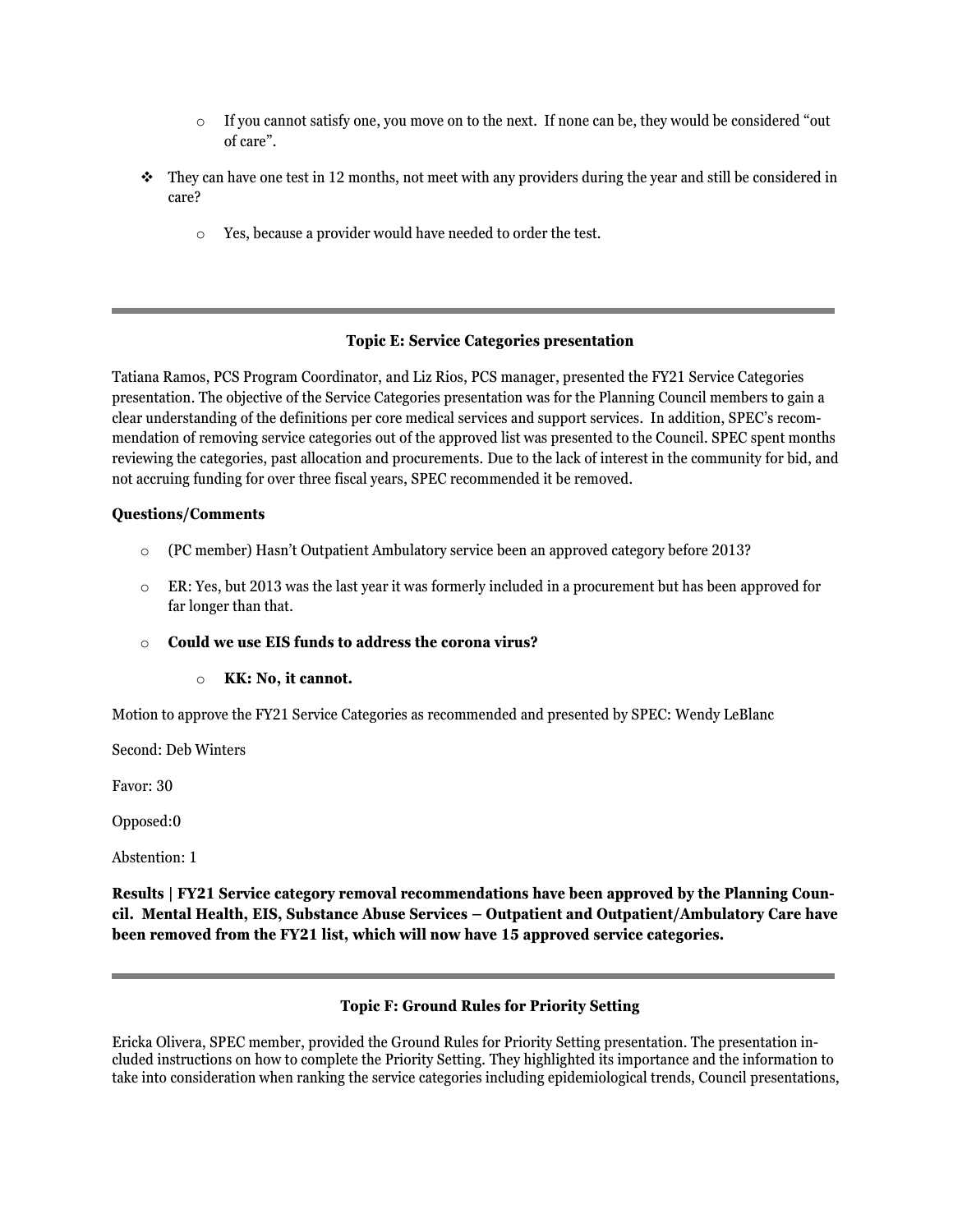- If you cannot satisfy one, you move on to the next. If none can be, they would be considered "out of care".

- They can have one test in 12 months, not meet with any providers during the year and still be considered in care?
    - Yes, because a provider would have needed to order the test.

---

**Topic E: Service Categories presentation**

Tatiana Ramos, PCS Program Coordinator, and Liz Rios, PCS manager, presented the FY21 Service Categories presentation. The objective of the Service Categories presentation was for the Planning Council members to gain a clear understanding of the definitions per core medical services and support services. In addition, SPEC's recommendation of removing service categories out of the approved list was presented to the Council. SPEC spent months reviewing the categories, past allocation and procurements. Due to the lack of interest in the community for bid, and not accruing funding for over three fiscal years, SPEC recommended it be removed.

**Questions/Comments**

- (PC member) Hasn't Outpatient Ambulatory service been an approved category before 2013?
- ER: Yes, but 2013 was the last year it was formerly included in a procurement but has been approved for far longer than that.
- **Could we use EIS funds to address the corona virus?**
    - **KK: No, it cannot.**

Motion to approve the FY21 Service Categories as recommended and presented by SPEC: Wendy LeBlanc

Second: Deb Winters

Favor: 30

Opposed:0

Abstention: 1

**Results | FY21 Service category removal recommendations have been approved by the Planning Council. Mental Health, EIS, Substance Abuse Services – Outpatient and Outpatient/Ambulatory Care have been removed from the FY21 list, which will now have 15 approved service categories.**

---

**Topic F: Ground Rules for Priority Setting**

Ericka Olivera, SPEC member, provided the Ground Rules for Priority Setting presentation. The presentation included instructions on how to complete the Priority Setting. They highlighted its importance and the information to take into consideration when ranking the service categories including epidemiological trends, Council presentations,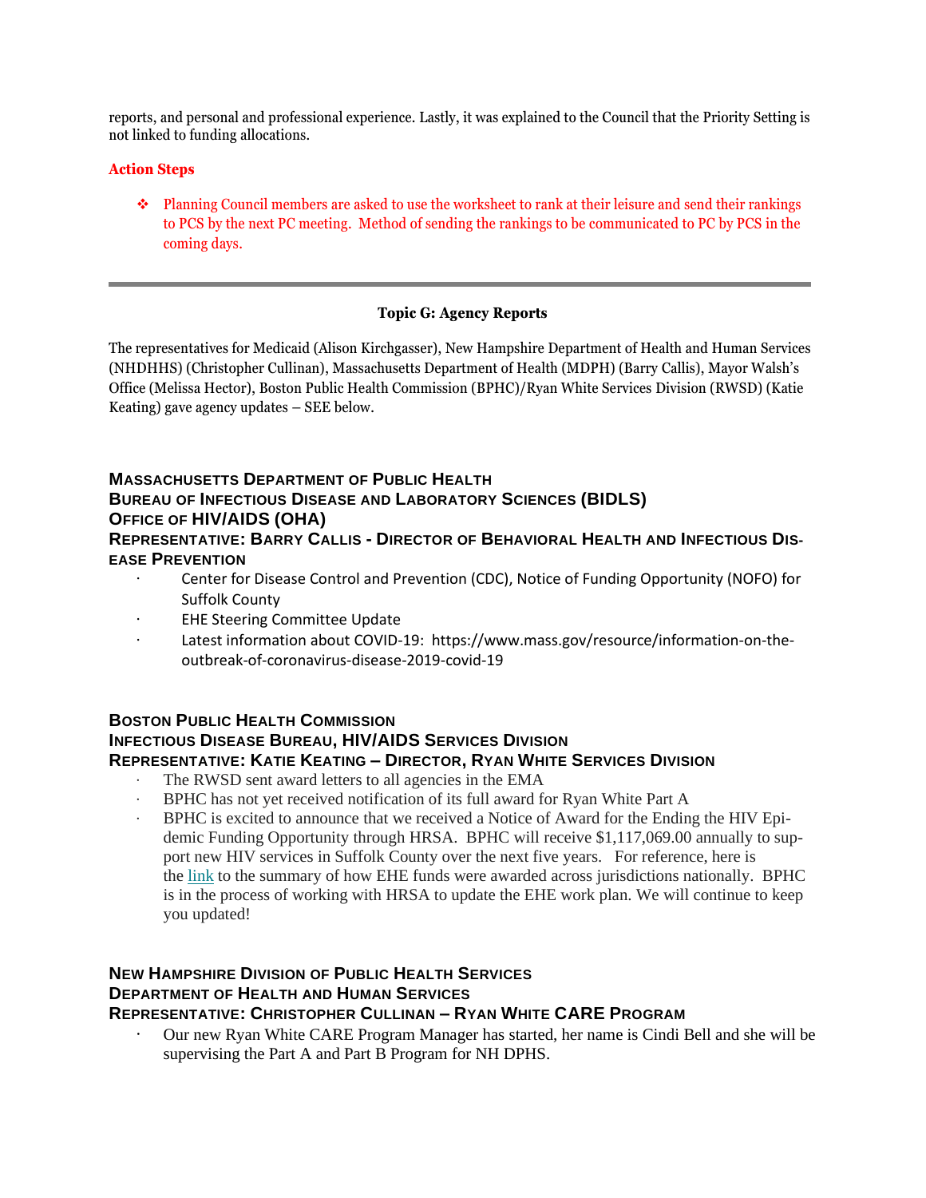reports, and personal and professional experience. Lastly, it was explained to the Council that the Priority Setting is not linked to funding allocations.

**Action Steps**

- Planning Council members are asked to use the worksheet to rank at their leisure and send their rankings to PCS by the next PC meeting. Method of sending the rankings to be communicated to PC by PCS in the coming days.

---

### Topic G: Agency Reports

The representatives for Medicaid (Alison Kirchgasser), New Hampshire Department of Health and Human Services (NHDHHS) (Christopher Cullinan), Massachusetts Department of Health (MDPH) (Barry Callis), Mayor Walsh's Office (Melissa Hector), Boston Public Health Commission (BPHC)/Ryan White Services Division (RWSD) (Katie Keating) gave agency updates – SEE below.

#### MASSACHUSETTS DEPARTMENT OF PUBLIC HEALTH
#### BUREAU OF INFECTIOUS DISEASE AND LABORATORY SCIENCES (BIDLS)
#### OFFICE OF HIV/AIDS (OHA)
#### REPRESENTATIVE: BARRY CALLIS - DIRECTOR OF BEHAVIORAL HEALTH AND INFECTIOUS DISEASE PREVENTION

- Center for Disease Control and Prevention (CDC), Notice of Funding Opportunity (NOFO) for Suffolk County
- EHE Steering Committee Update
- Latest information about COVID-19: https://www.mass.gov/resource/information-on-the-outbreak-of-coronavirus-disease-2019-covid-19

#### BOSTON PUBLIC HEALTH COMMISSION
#### INFECTIOUS DISEASE BUREAU, HIV/AIDS SERVICES DIVISION
#### REPRESENTATIVE: KATIE KEATING – DIRECTOR, RYAN WHITE SERVICES DIVISION

- The RWSD sent award letters to all agencies in the EMA
- BPHC has not yet received notification of its full award for Ryan White Part A
- BPHC is excited to announce that we received a Notice of Award for the Ending the HIV Epidemic Funding Opportunity through HRSA. BPHC will receive $1,117,069.00 annually to support new HIV services in Suffolk County over the next five years. For reference, here is the link to the summary of how EHE funds were awarded across jurisdictions nationally. BPHC is in the process of working with HRSA to update the EHE work plan. We will continue to keep you updated!

#### NEW HAMPSHIRE DIVISION OF PUBLIC HEALTH SERVICES
#### DEPARTMENT OF HEALTH AND HUMAN SERVICES
#### REPRESENTATIVE: CHRISTOPHER CULLINAN – RYAN WHITE CARE PROGRAM

- Our new Ryan White CARE Program Manager has started, her name is Cindi Bell and she will be supervising the Part A and Part B Program for NH DPHS.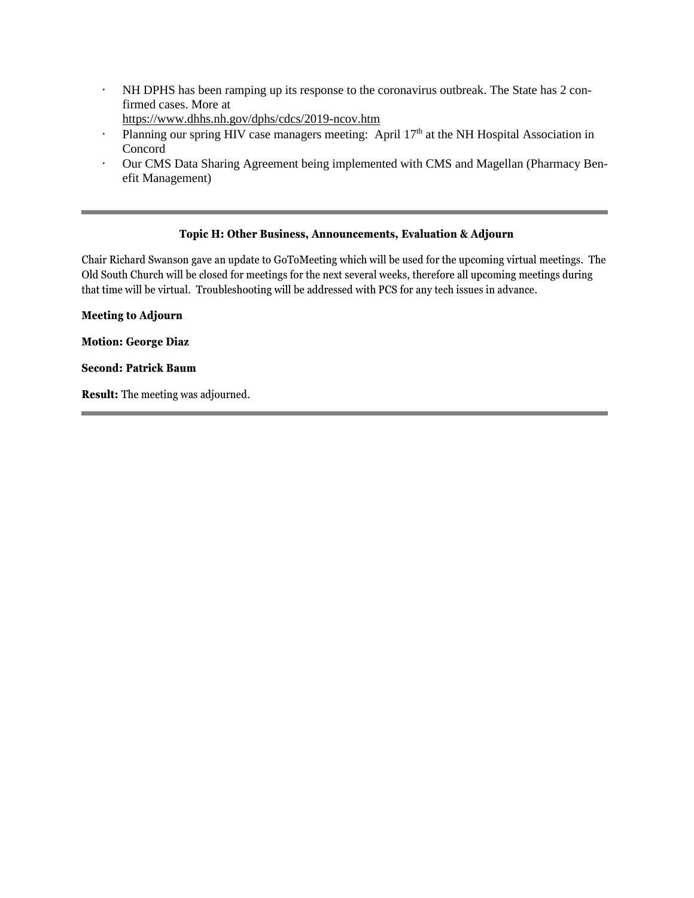- NH DPHS has been ramping up its response to the coronavirus outbreak. The State has 2 confirmed cases. More at https://www.dhhs.nh.gov/dphs/cdcs/2019-ncov.htm
- Planning our spring HIV case managers meeting: April 17th at the NH Hospital Association in Concord
- Our CMS Data Sharing Agreement being implemented with CMS and Magellan (Pharmacy Benefit Management)

---

### Topic H: Other Business, Announcements, Evaluation & Adjourn

Chair Richard Swanson gave an update to GoToMeeting which will be used for the upcoming virtual meetings. The Old South Church will be closed for meetings for the next several weeks, therefore all upcoming meetings during that time will be virtual. Troubleshooting will be addressed with PCS for any tech issues in advance.

**Meeting to Adjourn**

**Motion: George Diaz**

**Second: Patrick Baum**

**Result:** The meeting was adjourned.

---